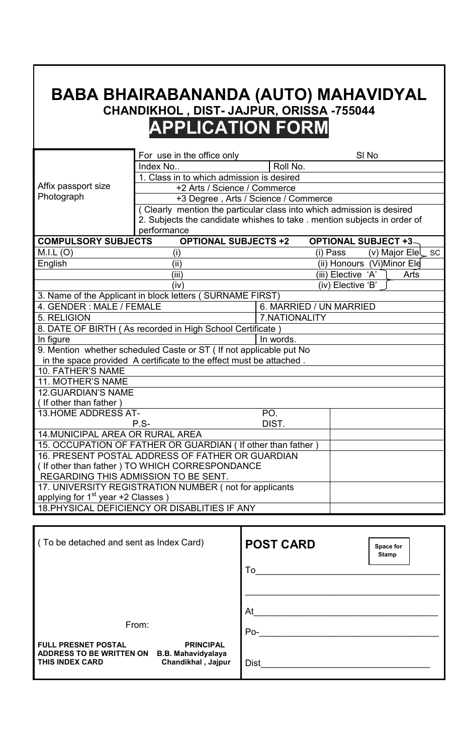# BABA BHAIRABANANDA (AUTO) MAHAVIDYAL

**CHANDIKHOL , DIST- JAJPUR, ORISSA -755044**

# APPLICATION FORM

| Affix passport size Photograph | For use in the office only | | Sl No |
|---|---|---|---|
| | Index No.. | Roll No. | |
| | 1. Class in to which admission is desired | | |
| | +2 Arts / Science / Commerce | | |
| | +3 Degree , Arts / Science / Commerce | | |
| | ( Clearly mention the particular class into which admission is desired 2. Subjects the candidate whishes to take . mention subjects in order of performance | | |

| COMPULSORY SUBJECTS | OPTIONAL SUBJECTS +2 | OPTIONAL SUBJECT +3 | |
|---|---|---|---|
| M.I.L (O) | (i) | (i) Pass | (v) Major Ele SC |
| English | (ii) | (ii) Honours | (Vi)Minor Ele |
| | (iii) | (iii) Elective 'A' | Arts |
| | (iv) | (iv) Elective 'B' | |

| | | |
|---|---|---|
| 3. Name of the Applicant in block letters ( SURNAME FIRST) | | |
| 4. GENDER : MALE / FEMALE | 6. MARRIED / UN MARRIED | |
| 5. RELIGION | 7.NATIONALITY | |
| 8. DATE OF BIRTH ( As recorded in High School Certificate ) | | |
| In figure | In words. | |
| 9. Mention whether scheduled Caste or ST ( If not applicable put No in the space provided A certificate to the effect must be attached . | | |
| 10. FATHER'S NAME | | |
| 11. MOTHER'S NAME | | |
| 12.GUARDIAN'S NAME ( If other than father ) | | |
| 13.HOME ADDRESS AT- P.S- | PO. DIST. | |
| 14.MUNICIPAL AREA OR RURAL AREA | | |
| 15. OCCUPATION OF FATHER OR GUARDIAN ( If other than father ) | | |
| 16. PRESENT POSTAL ADDRESS OF FATHER OR GUARDIAN ( If other than father ) TO WHICH CORRESPONDANCE REGARDING THIS ADMISSION TO BE SENT. | | |
| 17. UNIVERSITY REGISTRATION NUMBER ( not for applicants applying for 1st year +2 Classes ) | | |
| 18.PHYSICAL DEFICIENCY OR DISABLITIES IF ANY | | |

---

( To be detached and sent as Index Card)

From:

**FULL PRESNET POSTAL ADDRESS TO BE WRITTEN ON THIS INDEX CARD**

**PRINCIPAL**
**B.B. Mahavidyalaya**
**Chandikhal , Jajpur**

**POST CARD**

**Space for Stamp**

To___________________________________

_____________________________________

At___________________________________

Po-__________________________________

Dist_________________________________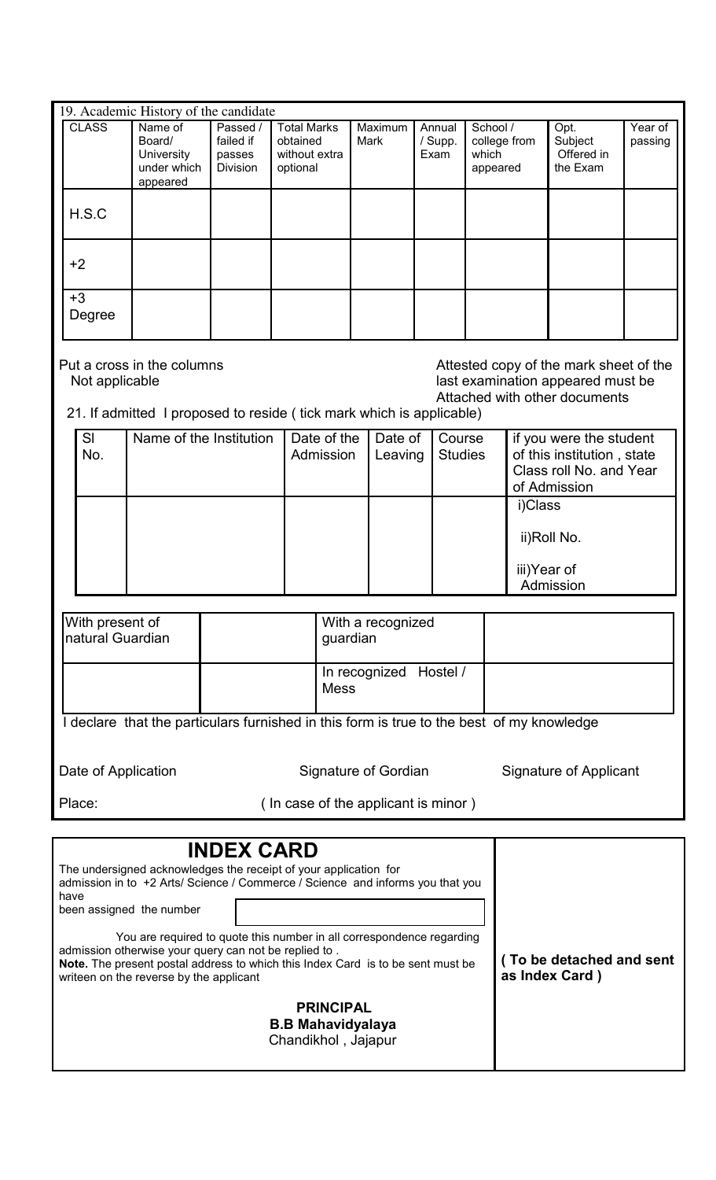19. Academic History of the candidate

| CLASS | Name of Board/ University under which appeared | Passed / failed if passes Division | Total Marks obtained without extra optional | Maximum Mark | Annual / Supp. Exam | School / college from which appeared | Opt. Subject Offered in the Exam | Year of passing |
|---|---|---|---|---|---|---|---|---|
| H.S.C | | | | | | | | |
| +2 | | | | | | | | |
| +3 Degree | | | | | | | | |

Put a cross in the columns Not applicable

Attested copy of the mark sheet of the last examination appeared must be Attached with other documents

21. If admitted I proposed to reside ( tick mark which is applicable)

| Sl No. | Name of the Institution | Date of the Admission | Date of Leaving | Course Studies | if you were the student of this institution , state Class roll No. and Year of Admission |
|---|---|---|---|---|---|
| | | | | | i)Class<br>ii)Roll No.<br>iii)Year of Admission |

| | | | |
|---|---|---|---|
| With present of natural Guardian | | With a recognized guardian | |
| | | In recognized Hostel / Mess | |

I declare that the particulars furnished in this form is true to the best of my knowledge

Date of Application

Signature of Gordian
( In case of the applicant is minor )

Signature of Applicant

Place:

## INDEX CARD

The undersigned acknowledges the receipt of your application for admission in to +2 Arts/ Science / Commerce / Science and informs you that you have been assigned the number

You are required to quote this number in all correspondence regarding admission otherwise your query can not be replied to .

**Note.** The present postal address to which this Index Card is to be sent must be writeen on the reverse by the applicant

**PRINCIPAL**
**B.B Mahavidyalaya**
Chandikhol , Jajapur

**( To be detached and sent as Index Card )**